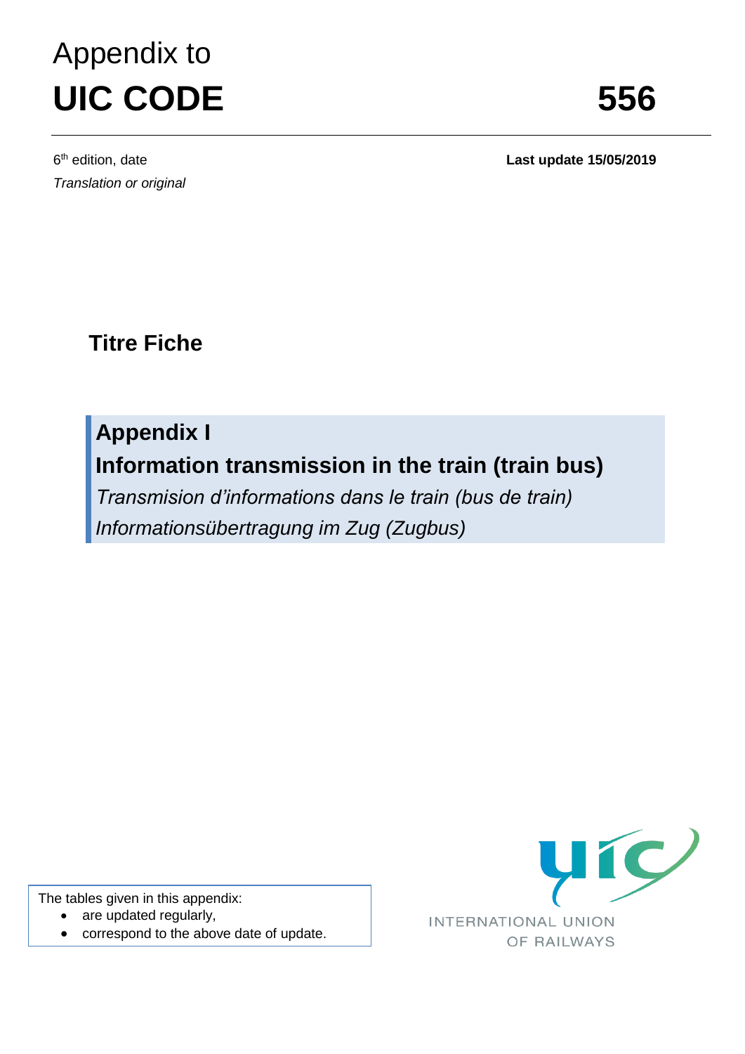# Appendix to
# UIC CODE 556

6th edition, date

*Translation or original*

**Last update 15/05/2019**

## Titre Fiche

## Appendix I

## Information transmission in the train (train bus)

*Transmision d'informations dans le train (bus de train)*

*Informationsübertragung im Zug (Zugbus)*

The tables given in this appendix:

- are updated regularly,
- correspond to the above date of update.

INTERNATIONAL UNION OF RAILWAYS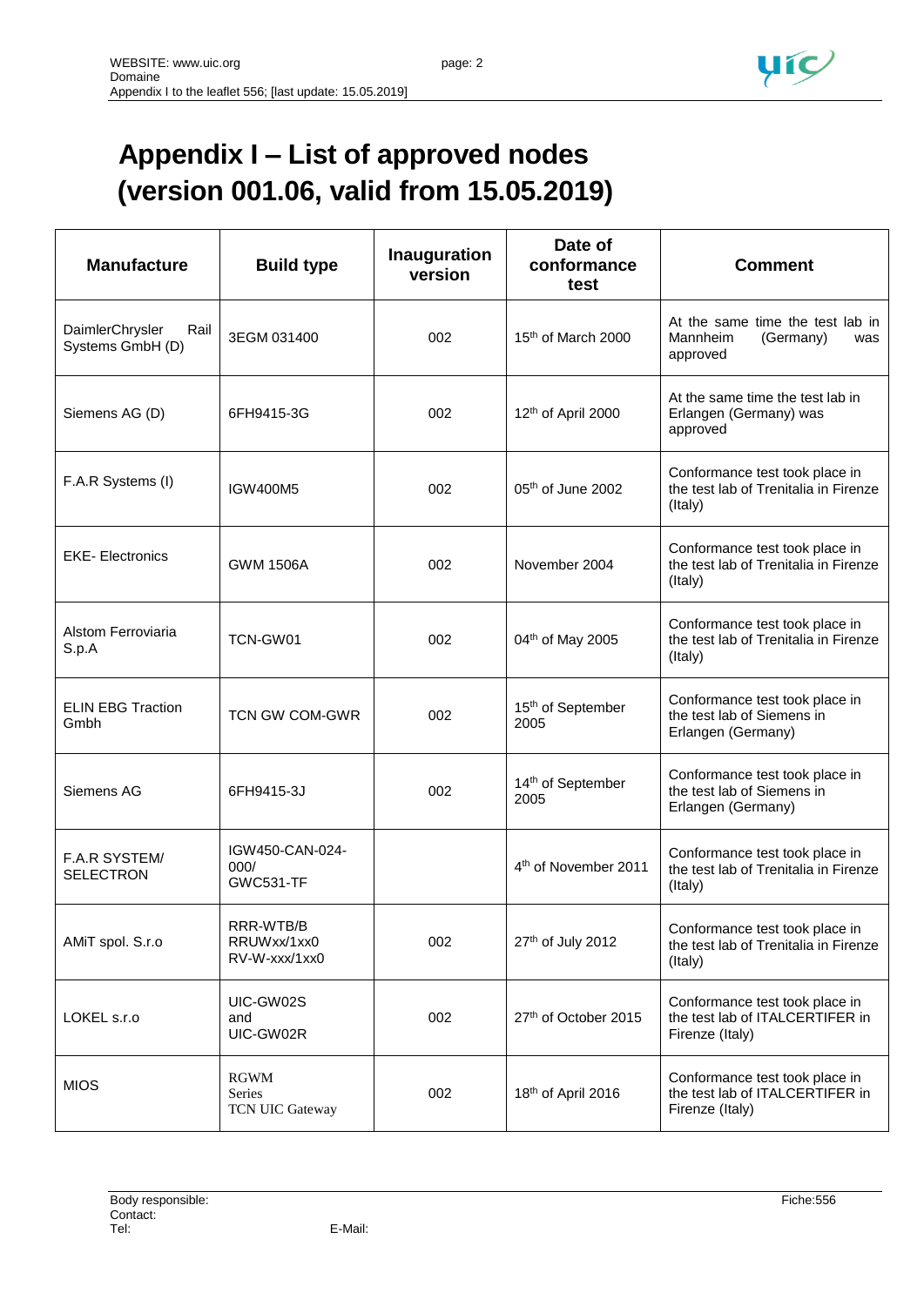# Appendix I – List of approved nodes (version 001.06, valid from 15.05.2019)

| Manufacture | Build type | Inauguration version | Date of conformance test | Comment |
|---|---|---|---|---|
| DaimlerChrysler Rail Systems GmbH (D) | 3EGM 031400 | 002 | 15th of March 2000 | At the same time the test lab in Mannheim (Germany) was approved |
| Siemens AG (D) | 6FH9415-3G | 002 | 12th of April 2000 | At the same time the test lab in Erlangen (Germany) was approved |
| F.A.R Systems (I) | IGW400M5 | 002 | 05th of June 2002 | Conformance test took place in the test lab of Trenitalia in Firenze (Italy) |
| EKE- Electronics | GWM 1506A | 002 | November 2004 | Conformance test took place in the test lab of Trenitalia in Firenze (Italy) |
| Alstom Ferroviaria S.p.A | TCN-GW01 | 002 | 04th of May 2005 | Conformance test took place in the test lab of Trenitalia in Firenze (Italy) |
| ELIN EBG Traction Gmbh | TCN GW COM-GWR | 002 | 15th of September 2005 | Conformance test took place in the test lab of Siemens in Erlangen (Germany) |
| Siemens AG | 6FH9415-3J | 002 | 14th of September 2005 | Conformance test took place in the test lab of Siemens in Erlangen (Germany) |
| F.A.R SYSTEM/ SELECTRON | IGW450-CAN-024-000/ GWC531-TF | | 4th of November 2011 | Conformance test took place in the test lab of Trenitalia in Firenze (Italy) |
| AMiT spol. S.r.o | RRR-WTB/B RRUWxx/1xx0 RV-W-xxx/1xx0 | 002 | 27th of July 2012 | Conformance test took place in the test lab of Trenitalia in Firenze (Italy) |
| LOKEL s.r.o | UIC-GW02S and UIC-GW02R | 002 | 27th of October 2015 | Conformance test took place in the test lab of ITALCERTIFER in Firenze (Italy) |
| MIOS | RGWM Series TCN UIC Gateway | 002 | 18th of April 2016 | Conformance test took place in the test lab of ITALCERTIFER in Firenze (Italy) |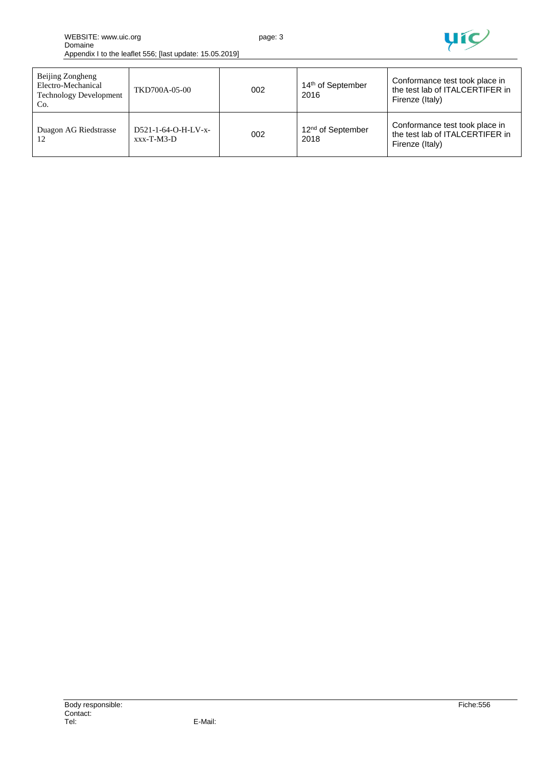| | | | | |
|---|---|---|---|---|
| Beijing Zongheng Electro-Mechanical Technology Development Co. | TKD700A-05-00 | 002 | 14th of September 2016 | Conformance test took place in the test lab of ITALCERTIFER in Firenze (Italy) |
| Duagon AG Riedstrasse 12 | D521-1-64-O-H-LV-x-xxx-T-M3-D | 002 | 12nd of September 2018 | Conformance test took place in the test lab of ITALCERTIFER in Firenze (Italy) |